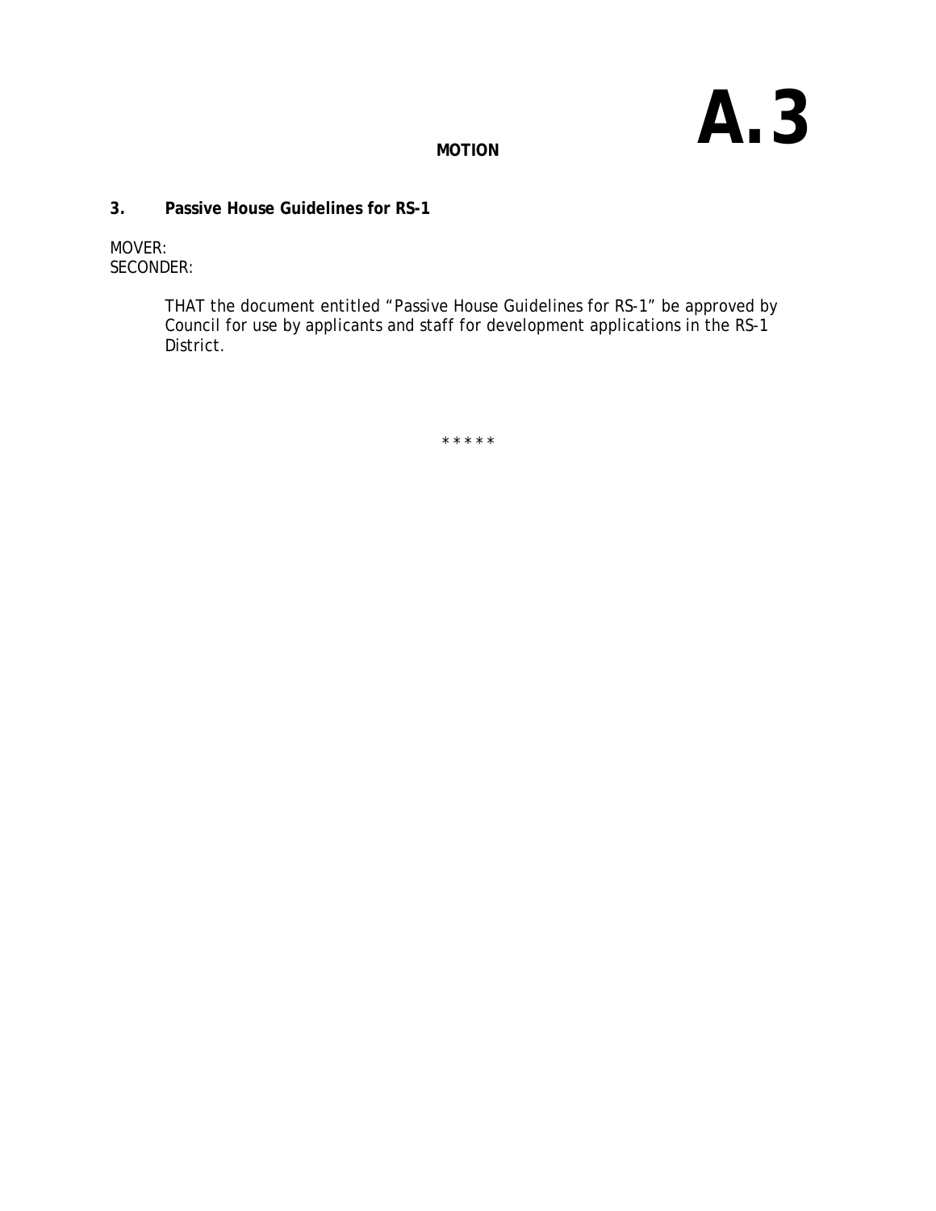# A.3

**MOTION**

**3. Passive House Guidelines for RS-1**

MOVER:
SECONDER:

THAT the document entitled "Passive House Guidelines for RS-1" be approved by Council for use by applicants and staff for development applications in the RS-1 District.

* * * * *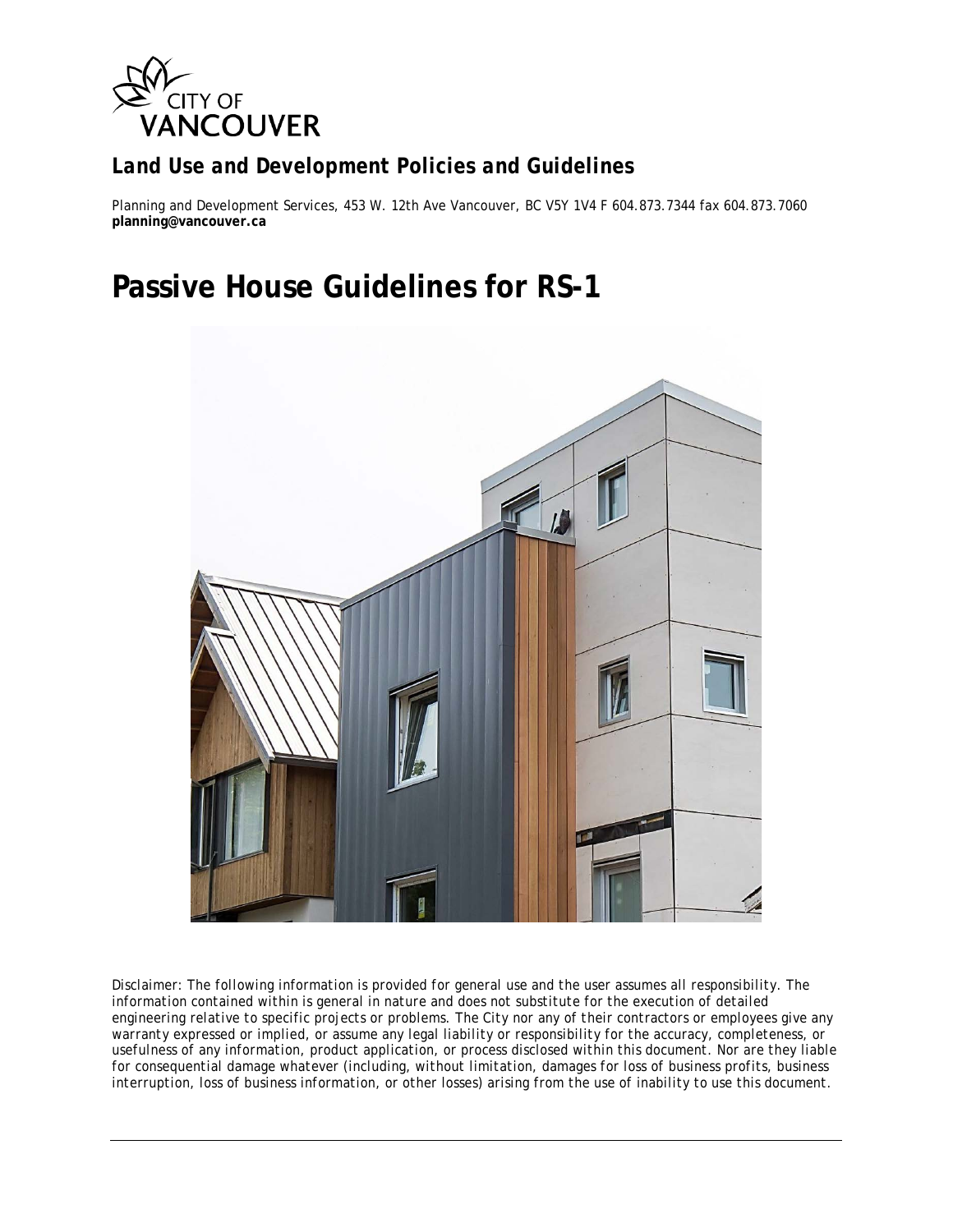# Land Use and Development Policies and Guidelines

Planning and Development Services, 453 W. 12th Ave Vancouver, BC V5Y 1V4 F 604.873.7344 fax 604.873.7060
**planning@vancouver.ca**

# Passive House Guidelines for RS-1

*Disclaimer: The following information is provided for general use and the user assumes all responsibility. The information contained within is general in nature and does not substitute for the execution of detailed engineering relative to specific projects or problems. The City nor any of their contractors or employees give any warranty expressed or implied, or assume any legal liability or responsibility for the accuracy, completeness, or usefulness of any information, product application, or process disclosed within this document. Nor are they liable for consequential damage whatever (including, without limitation, damages for loss of business profits, business interruption, loss of business information, or other losses) arising from the use of inability to use this document.*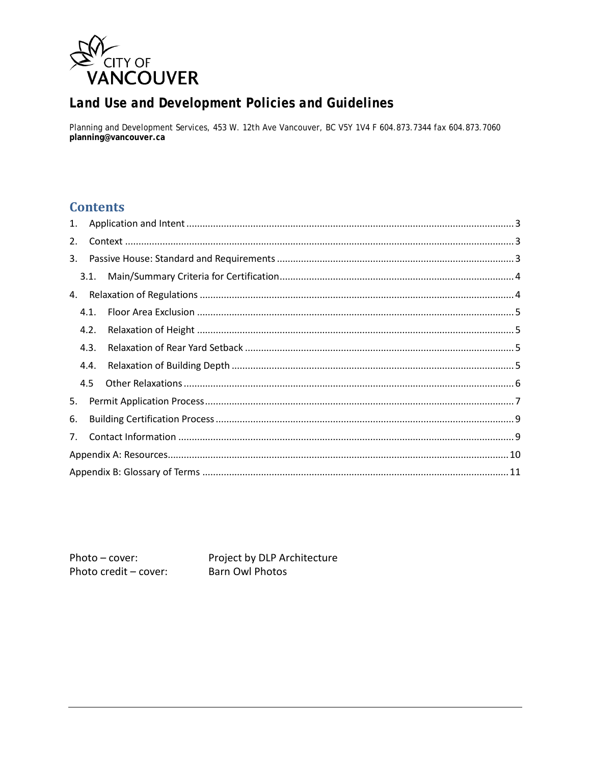CITY OF VANCOUVER

# Land Use and Development Policies and Guidelines

Planning and Development Services, 453 W. 12th Ave Vancouver, BC V5Y 1V4 F 604.873.7344 fax 604.873.7060
**planning@vancouver.ca**

## Contents

1. Application and Intent .......... 3
2. Context .......... 3
3. Passive House: Standard and Requirements .......... 3
   - 3.1. Main/Summary Criteria for Certification .......... 4
4. Relaxation of Regulations .......... 4
   - 4.1. Floor Area Exclusion .......... 5
   - 4.2. Relaxation of Height .......... 5
   - 4.3. Relaxation of Rear Yard Setback .......... 5
   - 4.4. Relaxation of Building Depth .......... 5
   - 4.5 Other Relaxations .......... 6
5. Permit Application Process .......... 7
6. Building Certification Process .......... 9
7. Contact Information .......... 9

Appendix A: Resources .......... 10

Appendix B: Glossary of Terms .......... 11

Photo – cover: Project by DLP Architecture
Photo credit – cover: Barn Owl Photos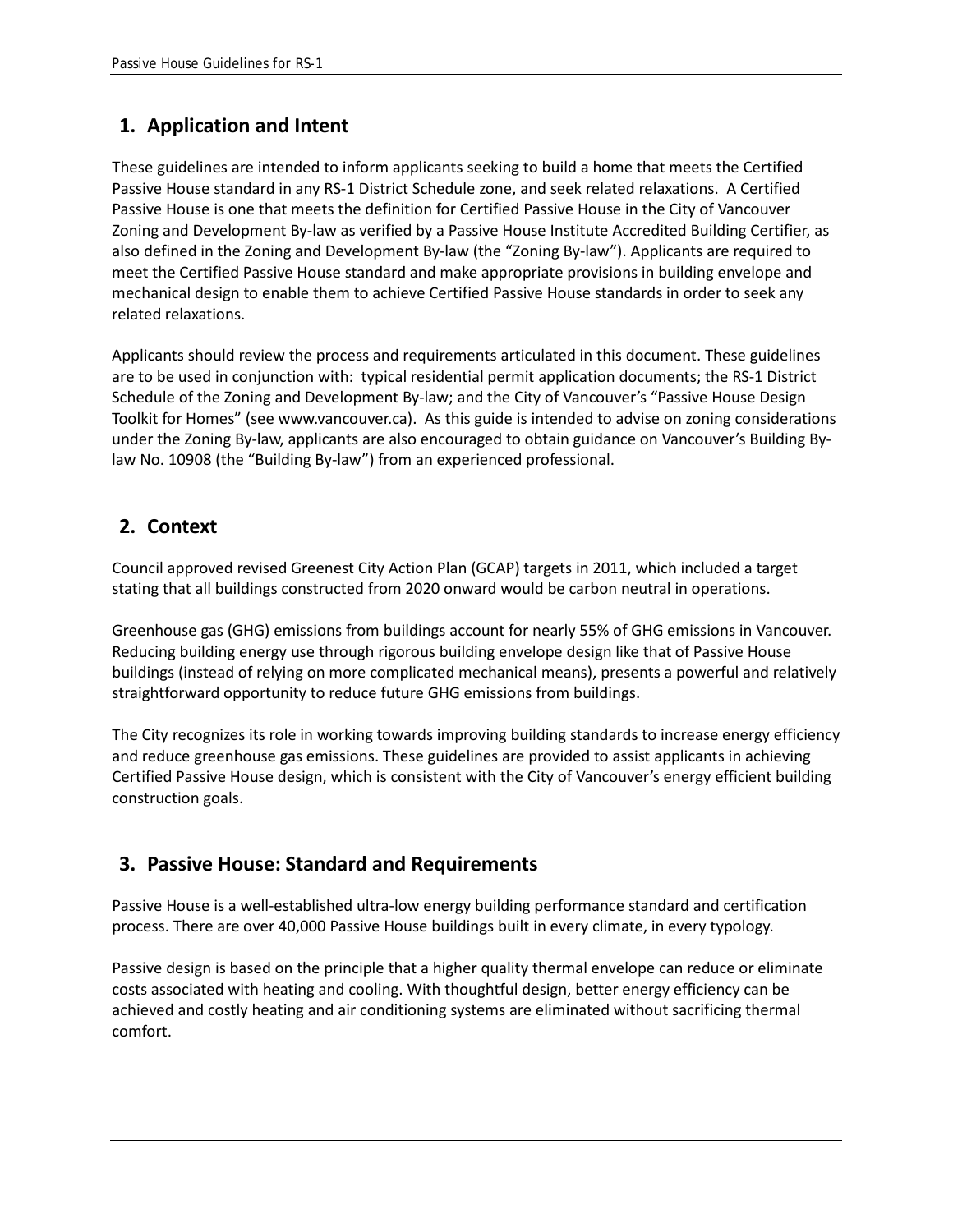## 1. Application and Intent

These guidelines are intended to inform applicants seeking to build a home that meets the Certified Passive House standard in any RS-1 District Schedule zone, and seek related relaxations. A Certified Passive House is one that meets the definition for Certified Passive House in the City of Vancouver Zoning and Development By-law as verified by a Passive House Institute Accredited Building Certifier, as also defined in the Zoning and Development By-law (the "Zoning By-law"). Applicants are required to meet the Certified Passive House standard and make appropriate provisions in building envelope and mechanical design to enable them to achieve Certified Passive House standards in order to seek any related relaxations.

Applicants should review the process and requirements articulated in this document. These guidelines are to be used in conjunction with: typical residential permit application documents; the RS-1 District Schedule of the Zoning and Development By-law; and the City of Vancouver's "Passive House Design Toolkit for Homes" (see www.vancouver.ca). As this guide is intended to advise on zoning considerations under the Zoning By-law, applicants are also encouraged to obtain guidance on Vancouver's Building By-law No. 10908 (the "Building By-law") from an experienced professional.

## 2. Context

Council approved revised Greenest City Action Plan (GCAP) targets in 2011, which included a target stating that all buildings constructed from 2020 onward would be carbon neutral in operations.

Greenhouse gas (GHG) emissions from buildings account for nearly 55% of GHG emissions in Vancouver. Reducing building energy use through rigorous building envelope design like that of Passive House buildings (instead of relying on more complicated mechanical means), presents a powerful and relatively straightforward opportunity to reduce future GHG emissions from buildings.

The City recognizes its role in working towards improving building standards to increase energy efficiency and reduce greenhouse gas emissions. These guidelines are provided to assist applicants in achieving Certified Passive House design, which is consistent with the City of Vancouver's energy efficient building construction goals.

## 3. Passive House: Standard and Requirements

Passive House is a well-established ultra-low energy building performance standard and certification process. There are over 40,000 Passive House buildings built in every climate, in every typology.

Passive design is based on the principle that a higher quality thermal envelope can reduce or eliminate costs associated with heating and cooling. With thoughtful design, better energy efficiency can be achieved and costly heating and air conditioning systems are eliminated without sacrificing thermal comfort.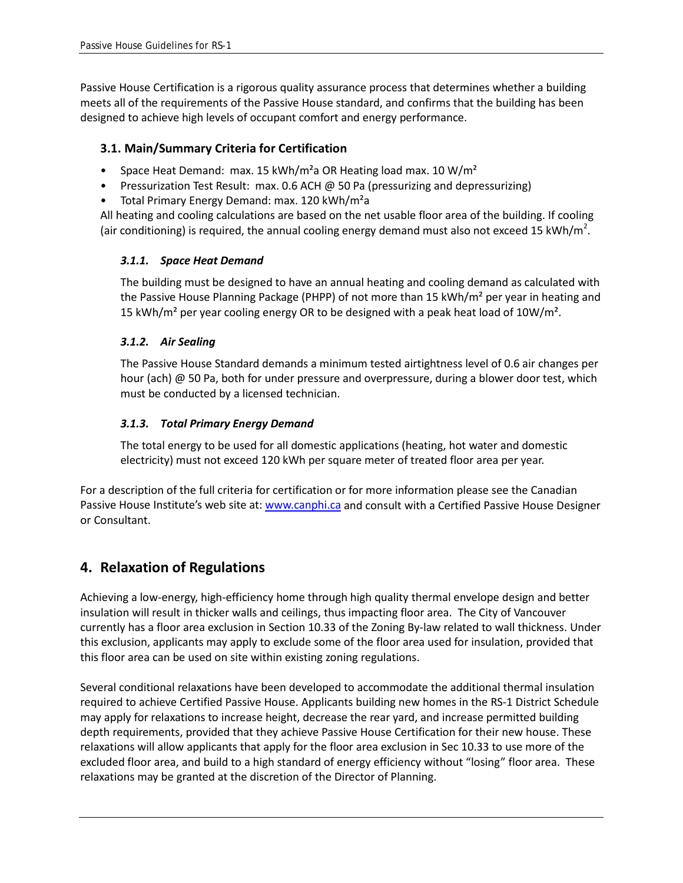Passive House Certification is a rigorous quality assurance process that determines whether a building meets all of the requirements of the Passive House standard, and confirms that the building has been designed to achieve high levels of occupant comfort and energy performance.

### 3.1. Main/Summary Criteria for Certification

- Space Heat Demand: max. 15 $kWh/m^2a$ OR Heating load max. 10 $W/m^2$
- Pressurization Test Result: max. 0.6 ACH @ 50 Pa (pressurizing and depressurizing)
- Total Primary Energy Demand: max. 120 $kWh/m^2a$

All heating and cooling calculations are based on the net usable floor area of the building. If cooling (air conditioning) is required, the annual cooling energy demand must also not exceed 15 $kWh/m^2$.

#### *3.1.1. Space Heat Demand*

The building must be designed to have an annual heating and cooling demand as calculated with the Passive House Planning Package (PHPP) of not more than 15 $kWh/m^2$ per year in heating and 15 $kWh/m^2$ per year cooling energy OR to be designed with a peak heat load of 10$W/m^2$.

#### *3.1.2. Air Sealing*

The Passive House Standard demands a minimum tested airtightness level of 0.6 air changes per hour (ach) @ 50 Pa, both for under pressure and overpressure, during a blower door test, which must be conducted by a licensed technician.

#### *3.1.3. Total Primary Energy Demand*

The total energy to be used for all domestic applications (heating, hot water and domestic electricity) must not exceed 120 kWh per square meter of treated floor area per year.

For a description of the full criteria for certification or for more information please see the Canadian Passive House Institute's web site at: www.canphi.ca and consult with a Certified Passive House Designer or Consultant.

## 4. Relaxation of Regulations

Achieving a low-energy, high-efficiency home through high quality thermal envelope design and better insulation will result in thicker walls and ceilings, thus impacting floor area. The City of Vancouver currently has a floor area exclusion in Section 10.33 of the Zoning By-law related to wall thickness. Under this exclusion, applicants may apply to exclude some of the floor area used for insulation, provided that this floor area can be used on site within existing zoning regulations.

Several conditional relaxations have been developed to accommodate the additional thermal insulation required to achieve Certified Passive House. Applicants building new homes in the RS-1 District Schedule may apply for relaxations to increase height, decrease the rear yard, and increase permitted building depth requirements, provided that they achieve Passive House Certification for their new house. These relaxations will allow applicants that apply for the floor area exclusion in Sec 10.33 to use more of the excluded floor area, and build to a high standard of energy efficiency without "losing" floor area. These relaxations may be granted at the discretion of the Director of Planning.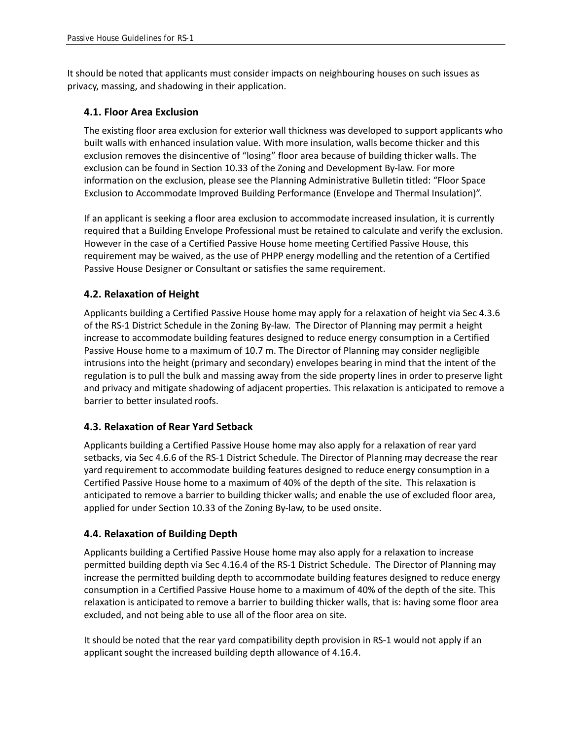It should be noted that applicants must consider impacts on neighbouring houses on such issues as privacy, massing, and shadowing in their application.

### 4.1. Floor Area Exclusion

The existing floor area exclusion for exterior wall thickness was developed to support applicants who built walls with enhanced insulation value. With more insulation, walls become thicker and this exclusion removes the disincentive of "losing" floor area because of building thicker walls. The exclusion can be found in Section 10.33 of the Zoning and Development By-law. For more information on the exclusion, please see the Planning Administrative Bulletin titled: "Floor Space Exclusion to Accommodate Improved Building Performance (Envelope and Thermal Insulation)".

If an applicant is seeking a floor area exclusion to accommodate increased insulation, it is currently required that a Building Envelope Professional must be retained to calculate and verify the exclusion. However in the case of a Certified Passive House home meeting Certified Passive House, this requirement may be waived, as the use of PHPP energy modelling and the retention of a Certified Passive House Designer or Consultant or satisfies the same requirement.

### 4.2. Relaxation of Height

Applicants building a Certified Passive House home may apply for a relaxation of height via Sec 4.3.6 of the RS-1 District Schedule in the Zoning By-law. The Director of Planning may permit a height increase to accommodate building features designed to reduce energy consumption in a Certified Passive House home to a maximum of 10.7 m. The Director of Planning may consider negligible intrusions into the height (primary and secondary) envelopes bearing in mind that the intent of the regulation is to pull the bulk and massing away from the side property lines in order to preserve light and privacy and mitigate shadowing of adjacent properties. This relaxation is anticipated to remove a barrier to better insulated roofs.

### 4.3. Relaxation of Rear Yard Setback

Applicants building a Certified Passive House home may also apply for a relaxation of rear yard setbacks, via Sec 4.6.6 of the RS-1 District Schedule. The Director of Planning may decrease the rear yard requirement to accommodate building features designed to reduce energy consumption in a Certified Passive House home to a maximum of 40% of the depth of the site. This relaxation is anticipated to remove a barrier to building thicker walls; and enable the use of excluded floor area, applied for under Section 10.33 of the Zoning By-law, to be used onsite.

### 4.4. Relaxation of Building Depth

Applicants building a Certified Passive House home may also apply for a relaxation to increase permitted building depth via Sec 4.16.4 of the RS-1 District Schedule. The Director of Planning may increase the permitted building depth to accommodate building features designed to reduce energy consumption in a Certified Passive House home to a maximum of 40% of the depth of the site. This relaxation is anticipated to remove a barrier to building thicker walls, that is: having some floor area excluded, and not being able to use all of the floor area on site.

It should be noted that the rear yard compatibility depth provision in RS-1 would not apply if an applicant sought the increased building depth allowance of 4.16.4.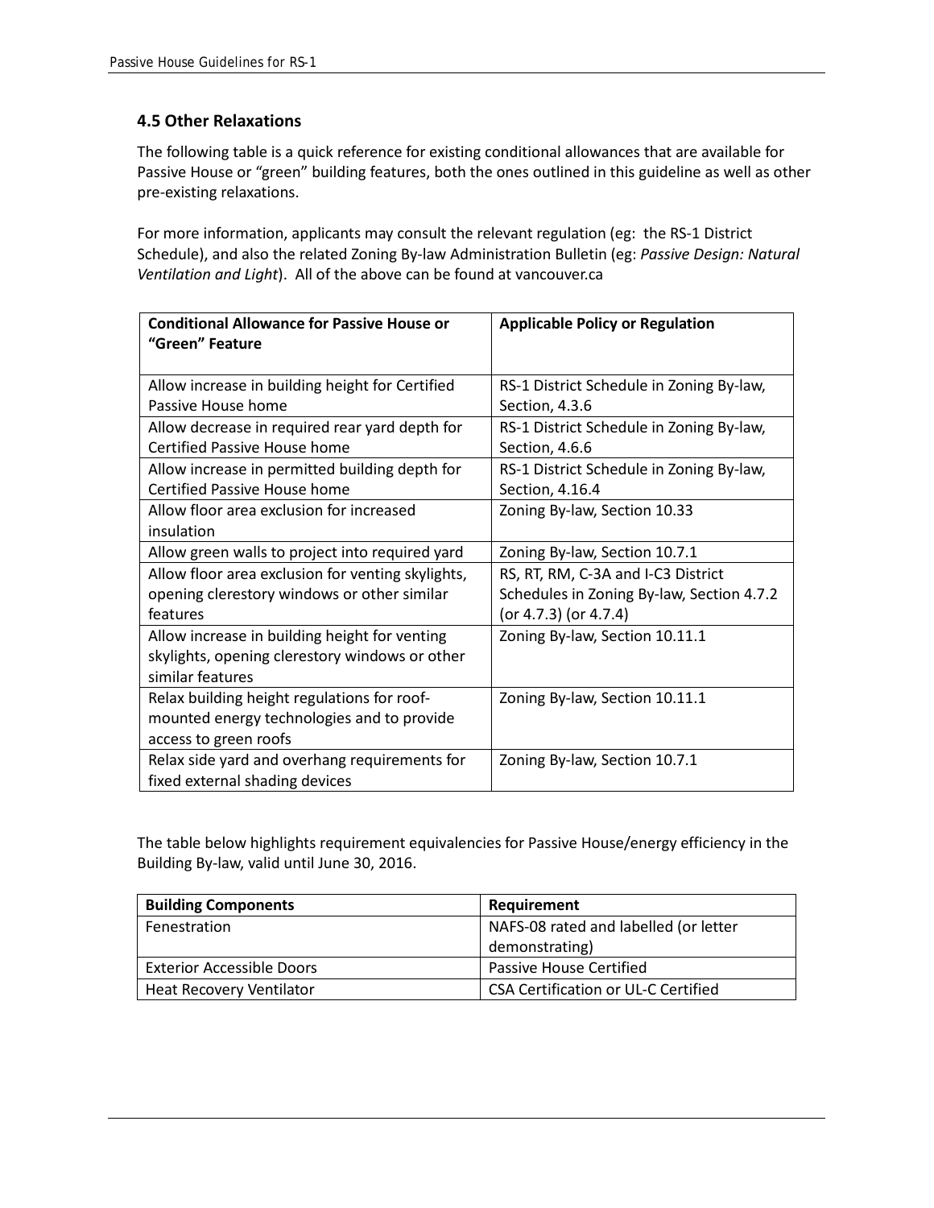### 4.5 Other Relaxations

The following table is a quick reference for existing conditional allowances that are available for Passive House or "green" building features, both the ones outlined in this guideline as well as other pre-existing relaxations.

For more information, applicants may consult the relevant regulation (eg: the RS-1 District Schedule), and also the related Zoning By-law Administration Bulletin (eg: *Passive Design: Natural Ventilation and Light*). All of the above can be found at vancouver.ca

| **Conditional Allowance for Passive House or "Green" Feature** | **Applicable Policy or Regulation** |
|---|---|
| Allow increase in building height for Certified Passive House home | RS-1 District Schedule in Zoning By-law, Section, 4.3.6 |
| Allow decrease in required rear yard depth for Certified Passive House home | RS-1 District Schedule in Zoning By-law, Section, 4.6.6 |
| Allow increase in permitted building depth for Certified Passive House home | RS-1 District Schedule in Zoning By-law, Section, 4.16.4 |
| Allow floor area exclusion for increased insulation | Zoning By-law, Section 10.33 |
| Allow green walls to project into required yard | Zoning By-law, Section 10.7.1 |
| Allow floor area exclusion for venting skylights, opening clerestory windows or other similar features | RS, RT, RM, C-3A and I-C3 District Schedules in Zoning By-law, Section 4.7.2 (or 4.7.3) (or 4.7.4) |
| Allow increase in building height for venting skylights, opening clerestory windows or other similar features | Zoning By-law, Section 10.11.1 |
| Relax building height regulations for roof-mounted energy technologies and to provide access to green roofs | Zoning By-law, Section 10.11.1 |
| Relax side yard and overhang requirements for fixed external shading devices | Zoning By-law, Section 10.7.1 |

The table below highlights requirement equivalencies for Passive House/energy efficiency in the Building By-law, valid until June 30, 2016.

| **Building Components** | **Requirement** |
|---|---|
| Fenestration | NAFS-08 rated and labelled (or letter demonstrating) |
| Exterior Accessible Doors | Passive House Certified |
| Heat Recovery Ventilator | CSA Certification or UL-C Certified |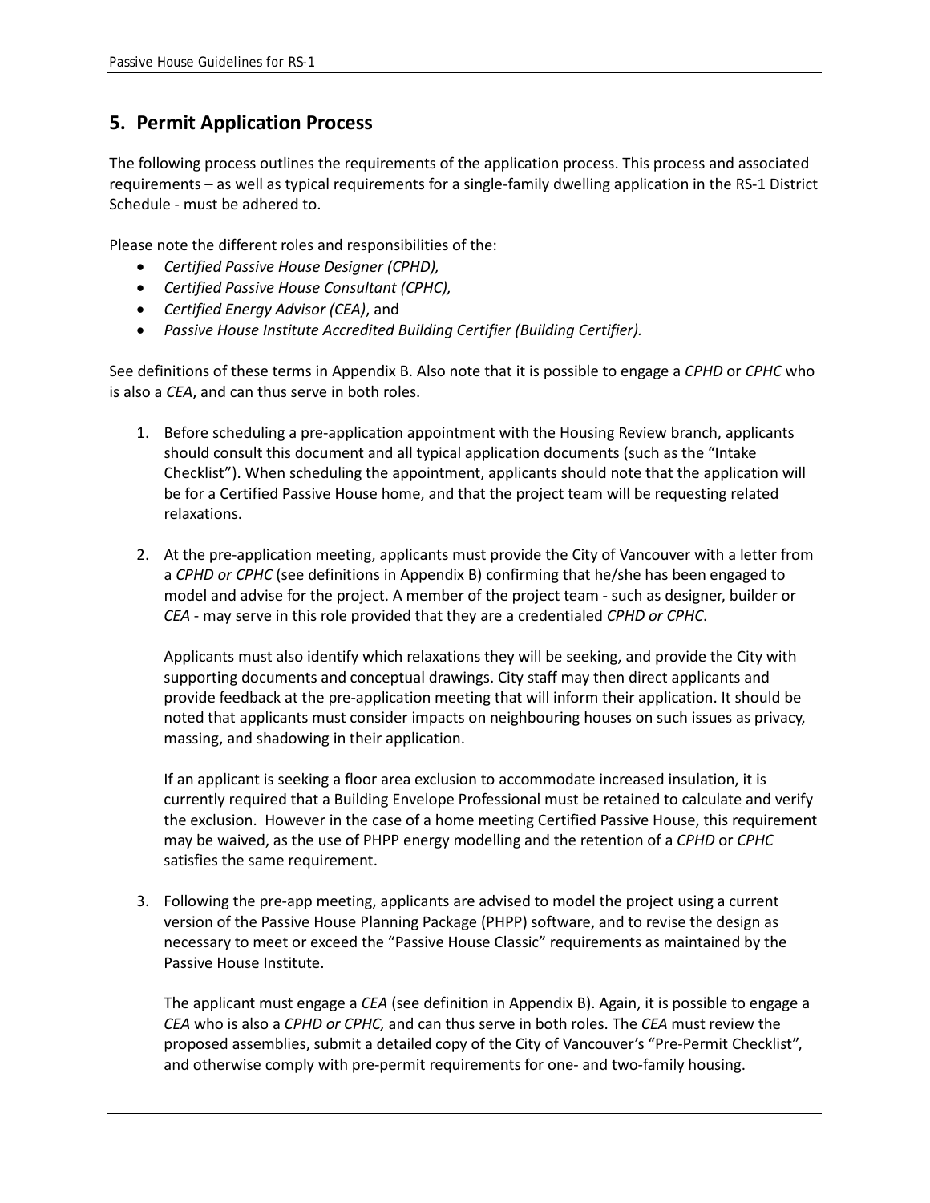## 5. Permit Application Process

The following process outlines the requirements of the application process. This process and associated requirements – as well as typical requirements for a single-family dwelling application in the RS-1 District Schedule - must be adhered to.

Please note the different roles and responsibilities of the:

- *Certified Passive House Designer (CPHD),*
- *Certified Passive House Consultant (CPHC),*
- *Certified Energy Advisor (CEA)*, and
- *Passive House Institute Accredited Building Certifier (Building Certifier).*

See definitions of these terms in Appendix B. Also note that it is possible to engage a *CPHD* or *CPHC* who is also a *CEA*, and can thus serve in both roles.

1. Before scheduling a pre-application appointment with the Housing Review branch, applicants should consult this document and all typical application documents (such as the "Intake Checklist"). When scheduling the appointment, applicants should note that the application will be for a Certified Passive House home, and that the project team will be requesting related relaxations.

2. At the pre-application meeting, applicants must provide the City of Vancouver with a letter from a *CPHD or CPHC* (see definitions in Appendix B) confirming that he/she has been engaged to model and advise for the project. A member of the project team - such as designer, builder or *CEA* - may serve in this role provided that they are a credentialed *CPHD or CPHC*.

   Applicants must also identify which relaxations they will be seeking, and provide the City with supporting documents and conceptual drawings. City staff may then direct applicants and provide feedback at the pre-application meeting that will inform their application. It should be noted that applicants must consider impacts on neighbouring houses on such issues as privacy, massing, and shadowing in their application.

   If an applicant is seeking a floor area exclusion to accommodate increased insulation, it is currently required that a Building Envelope Professional must be retained to calculate and verify the exclusion. However in the case of a home meeting Certified Passive House, this requirement may be waived, as the use of PHPP energy modelling and the retention of a *CPHD* or *CPHC* satisfies the same requirement.

3. Following the pre-app meeting, applicants are advised to model the project using a current version of the Passive House Planning Package (PHPP) software, and to revise the design as necessary to meet or exceed the "Passive House Classic" requirements as maintained by the Passive House Institute.

   The applicant must engage a *CEA* (see definition in Appendix B). Again, it is possible to engage a *CEA* who is also a *CPHD or CPHC,* and can thus serve in both roles. The *CEA* must review the proposed assemblies, submit a detailed copy of the City of Vancouver's "Pre-Permit Checklist", and otherwise comply with pre-permit requirements for one- and two-family housing.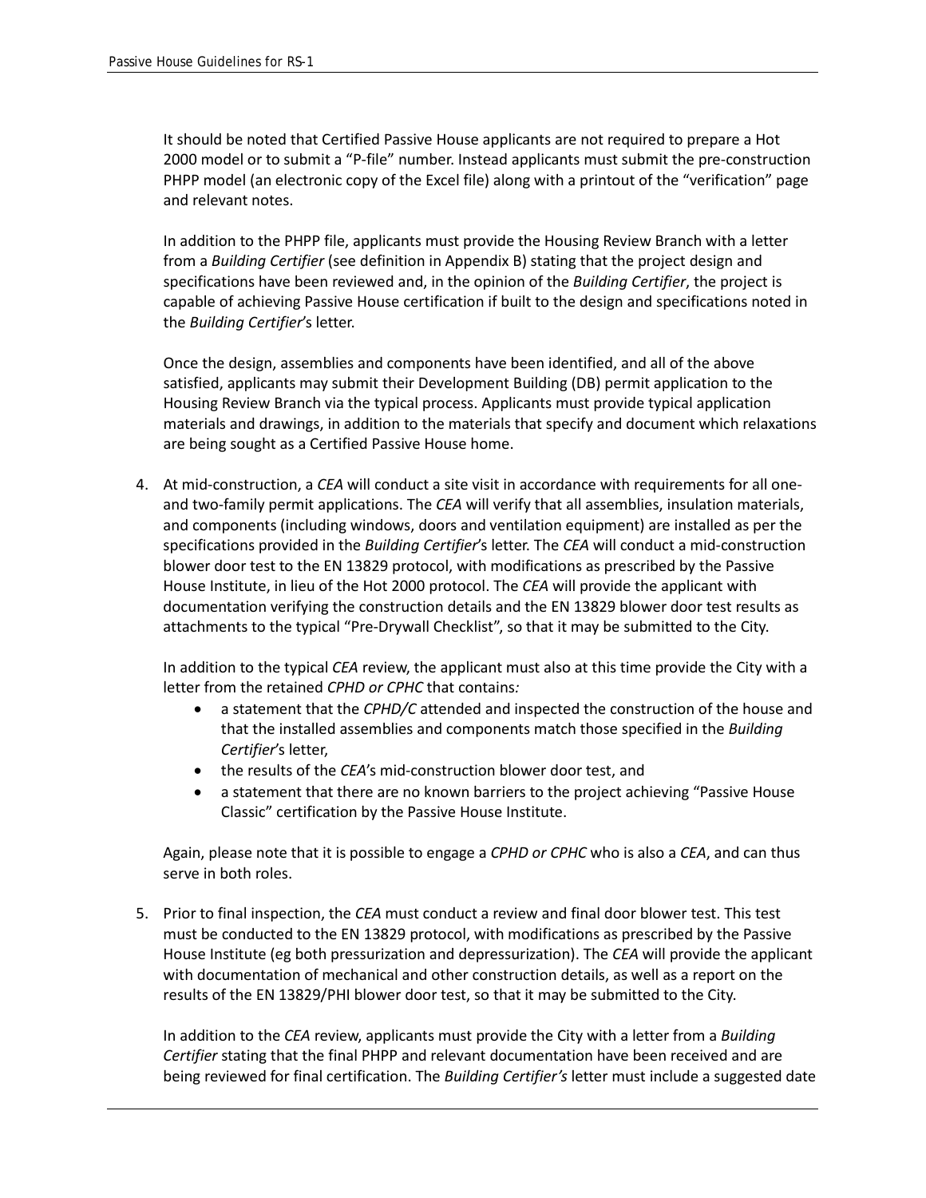It should be noted that Certified Passive House applicants are not required to prepare a Hot 2000 model or to submit a "P-file" number. Instead applicants must submit the pre-construction PHPP model (an electronic copy of the Excel file) along with a printout of the "verification" page and relevant notes.

In addition to the PHPP file, applicants must provide the Housing Review Branch with a letter from a *Building Certifier* (see definition in Appendix B) stating that the project design and specifications have been reviewed and, in the opinion of the *Building Certifier*, the project is capable of achieving Passive House certification if built to the design and specifications noted in the *Building Certifier*'s letter.

Once the design, assemblies and components have been identified, and all of the above satisfied, applicants may submit their Development Building (DB) permit application to the Housing Review Branch via the typical process. Applicants must provide typical application materials and drawings, in addition to the materials that specify and document which relaxations are being sought as a Certified Passive House home.

4. At mid-construction, a *CEA* will conduct a site visit in accordance with requirements for all one- and two-family permit applications. The *CEA* will verify that all assemblies, insulation materials, and components (including windows, doors and ventilation equipment) are installed as per the specifications provided in the *Building Certifier*'s letter. The *CEA* will conduct a mid-construction blower door test to the EN 13829 protocol, with modifications as prescribed by the Passive House Institute, in lieu of the Hot 2000 protocol. The *CEA* will provide the applicant with documentation verifying the construction details and the EN 13829 blower door test results as attachments to the typical "Pre-Drywall Checklist", so that it may be submitted to the City.

   In addition to the typical *CEA* review, the applicant must also at this time provide the City with a letter from the retained *CPHD or CPHC* that contains*:*
   - a statement that the *CPHD/C* attended and inspected the construction of the house and that the installed assemblies and components match those specified in the *Building Certifier*'s letter,
   - the results of the *CEA*'s mid-construction blower door test, and
   - a statement that there are no known barriers to the project achieving "Passive House Classic" certification by the Passive House Institute.

   Again, please note that it is possible to engage a *CPHD or CPHC* who is also a *CEA*, and can thus serve in both roles.

5. Prior to final inspection, the *CEA* must conduct a review and final door blower test. This test must be conducted to the EN 13829 protocol, with modifications as prescribed by the Passive House Institute (eg both pressurization and depressurization). The *CEA* will provide the applicant with documentation of mechanical and other construction details, as well as a report on the results of the EN 13829/PHI blower door test, so that it may be submitted to the City.

   In addition to the *CEA* review, applicants must provide the City with a letter from a *Building Certifier* stating that the final PHPP and relevant documentation have been received and are being reviewed for final certification. The *Building Certifier's* letter must include a suggested date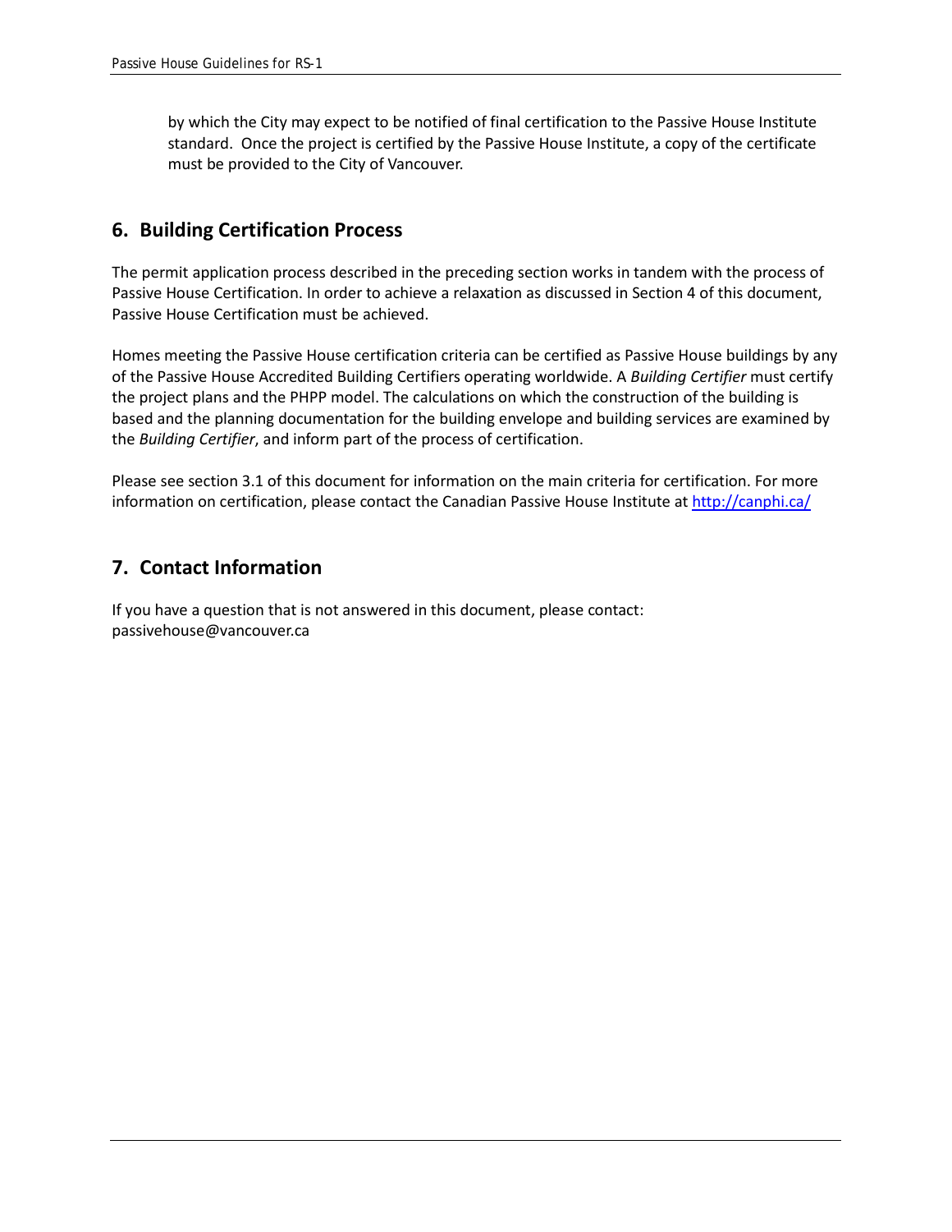by which the City may expect to be notified of final certification to the Passive House Institute standard. Once the project is certified by the Passive House Institute, a copy of the certificate must be provided to the City of Vancouver.

## 6. Building Certification Process

The permit application process described in the preceding section works in tandem with the process of Passive House Certification. In order to achieve a relaxation as discussed in Section 4 of this document, Passive House Certification must be achieved.

Homes meeting the Passive House certification criteria can be certified as Passive House buildings by any of the Passive House Accredited Building Certifiers operating worldwide. A *Building Certifier* must certify the project plans and the PHPP model. The calculations on which the construction of the building is based and the planning documentation for the building envelope and building services are examined by the *Building Certifier*, and inform part of the process of certification.

Please see section 3.1 of this document for information on the main criteria for certification. For more information on certification, please contact the Canadian Passive House Institute at [http://canphi.ca/](http://canphi.ca/)

## 7. Contact Information

If you have a question that is not answered in this document, please contact:
passivehouse@vancouver.ca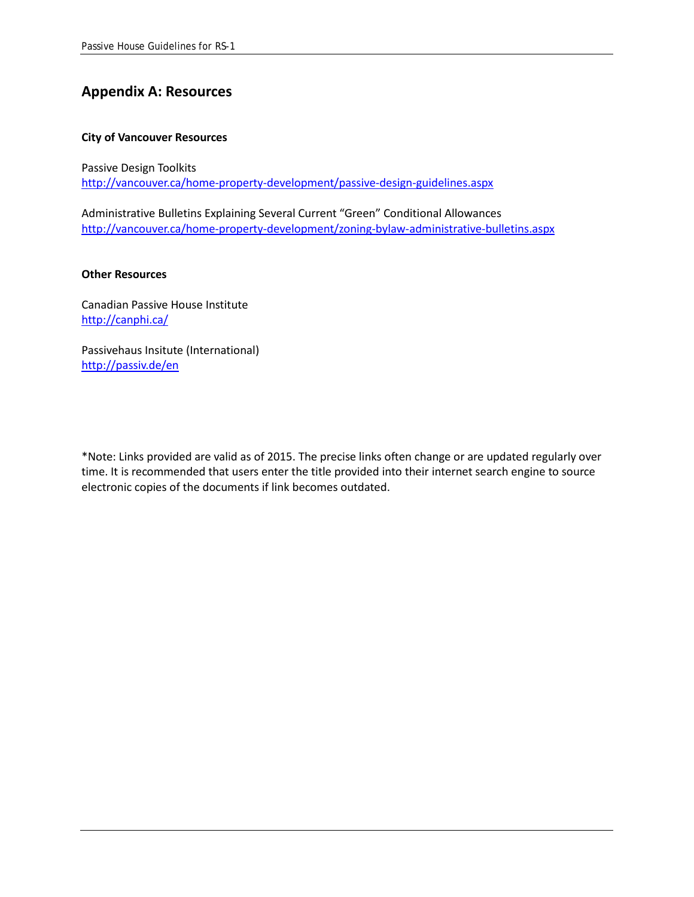## Appendix A: Resources

**City of Vancouver Resources**

Passive Design Toolkits
http://vancouver.ca/home-property-development/passive-design-guidelines.aspx

Administrative Bulletins Explaining Several Current "Green" Conditional Allowances
http://vancouver.ca/home-property-development/zoning-bylaw-administrative-bulletins.aspx

**Other Resources**

Canadian Passive House Institute
http://canphi.ca/

Passivehaus Insitute (International)
http://passiv.de/en

*Note: Links provided are valid as of 2015. The precise links often change or are updated regularly over time. It is recommended that users enter the title provided into their internet search engine to source electronic copies of the documents if link becomes outdated.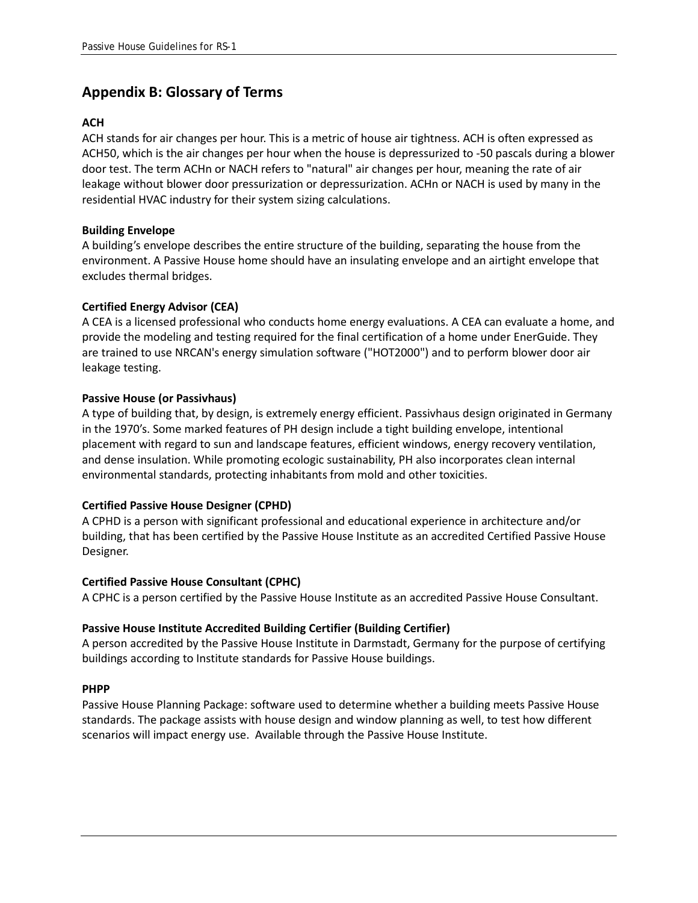## Appendix B: Glossary of Terms

**ACH**

ACH stands for air changes per hour. This is a metric of house air tightness. ACH is often expressed as ACH50, which is the air changes per hour when the house is depressurized to -50 pascals during a blower door test. The term ACHn or NACH refers to "natural" air changes per hour, meaning the rate of air leakage without blower door pressurization or depressurization. ACHn or NACH is used by many in the residential HVAC industry for their system sizing calculations.

**Building Envelope**

A building's envelope describes the entire structure of the building, separating the house from the environment. A Passive House home should have an insulating envelope and an airtight envelope that excludes thermal bridges.

**Certified Energy Advisor (CEA)**

A CEA is a licensed professional who conducts home energy evaluations. A CEA can evaluate a home, and provide the modeling and testing required for the final certification of a home under EnerGuide. They are trained to use NRCAN's energy simulation software ("HOT2000") and to perform blower door air leakage testing.

**Passive House (or Passivhaus)**

A type of building that, by design, is extremely energy efficient. Passivhaus design originated in Germany in the 1970's. Some marked features of PH design include a tight building envelope, intentional placement with regard to sun and landscape features, efficient windows, energy recovery ventilation, and dense insulation. While promoting ecologic sustainability, PH also incorporates clean internal environmental standards, protecting inhabitants from mold and other toxicities.

**Certified Passive House Designer (CPHD)**

A CPHD is a person with significant professional and educational experience in architecture and/or building, that has been certified by the Passive House Institute as an accredited Certified Passive House Designer.

**Certified Passive House Consultant (CPHC)**

A CPHC is a person certified by the Passive House Institute as an accredited Passive House Consultant.

**Passive House Institute Accredited Building Certifier (Building Certifier)**

A person accredited by the Passive House Institute in Darmstadt, Germany for the purpose of certifying buildings according to Institute standards for Passive House buildings.

**PHPP**

Passive House Planning Package: software used to determine whether a building meets Passive House standards. The package assists with house design and window planning as well, to test how different scenarios will impact energy use. Available through the Passive House Institute.